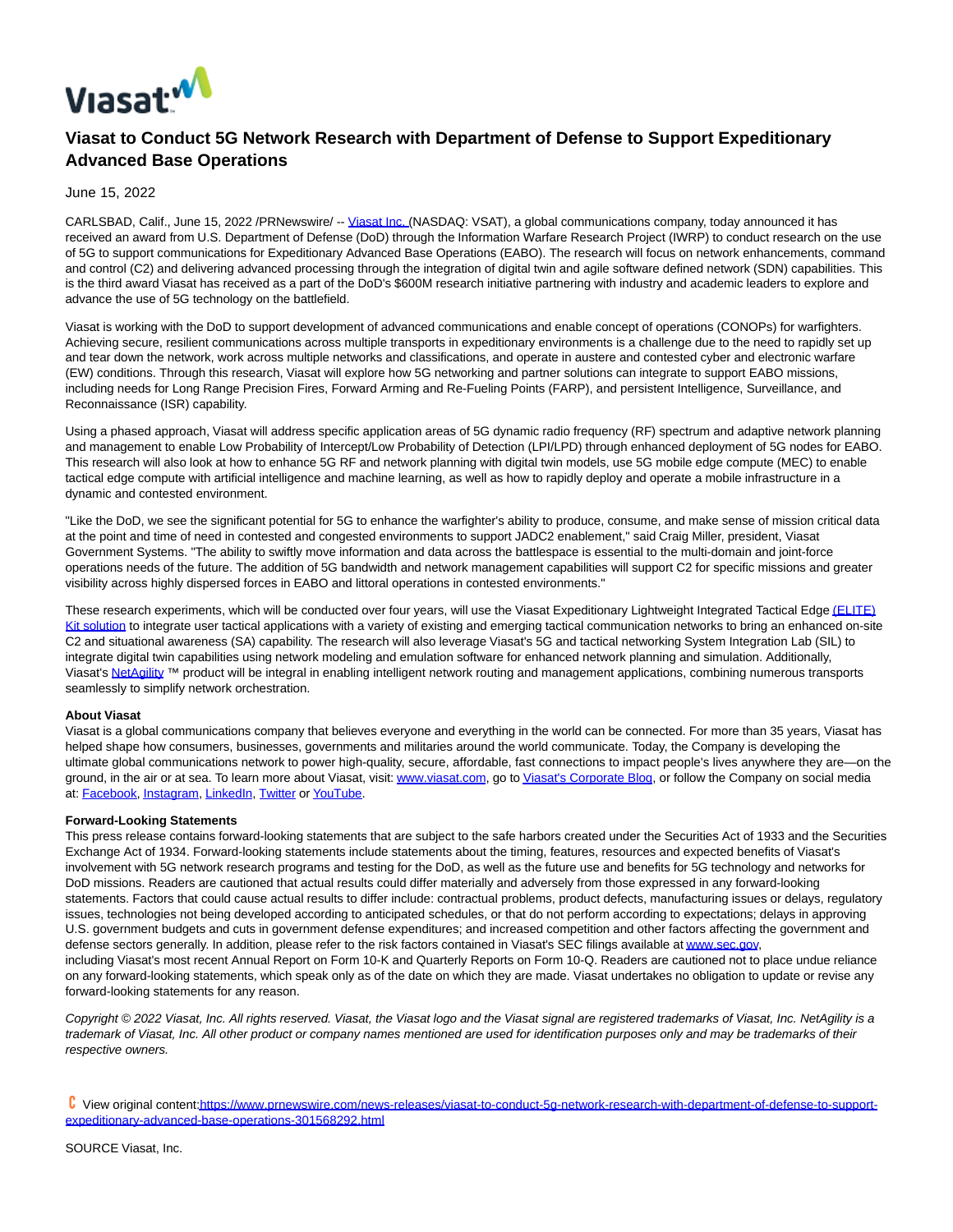# Viasat to Conduct 5G Network Research with Department of Defense to Support Expeditionary Advanced Base Operations

June 15, 2022

CARLSBAD, Calif., June 15, 2022 /PRNewswire/ -- Viasat Inc. (NASDAQ: VSAT), a global communications company, today announced it has received an award from U.S. Department of Defense (DoD) through the Information Warfare Research Project (IWRP) to conduct research on the use of 5G to support communications for Expeditionary Advanced Base Operations (EABO). The research will focus on network enhancements, command and control (C2) and delivering advanced processing through the integration of digital twin and agile software defined network (SDN) capabilities. This is the third award Viasat has received as a part of the DoD's $600M research initiative partnering with industry and academic leaders to explore and advance the use of 5G technology on the battlefield.

Viasat is working with the DoD to support development of advanced communications and enable concept of operations (CONOPs) for warfighters. Achieving secure, resilient communications across multiple transports in expeditionary environments is a challenge due to the need to rapidly set up and tear down the network, work across multiple networks and classifications, and operate in austere and contested cyber and electronic warfare (EW) conditions. Through this research, Viasat will explore how 5G networking and partner solutions can integrate to support EABO missions, including needs for Long Range Precision Fires, Forward Arming and Re-Fueling Points (FARP), and persistent Intelligence, Surveillance, and Reconnaissance (ISR) capability.

Using a phased approach, Viasat will address specific application areas of 5G dynamic radio frequency (RF) spectrum and adaptive network planning and management to enable Low Probability of Intercept/Low Probability of Detection (LPI/LPD) through enhanced deployment of 5G nodes for EABO. This research will also look at how to enhance 5G RF and network planning with digital twin models, use 5G mobile edge compute (MEC) to enable tactical edge compute with artificial intelligence and machine learning, as well as how to rapidly deploy and operate a mobile infrastructure in a dynamic and contested environment.

"Like the DoD, we see the significant potential for 5G to enhance the warfighter's ability to produce, consume, and make sense of mission critical data at the point and time of need in contested and congested environments to support JADC2 enablement," said Craig Miller, president, Viasat Government Systems. "The ability to swiftly move information and data across the battlespace is essential to the multi-domain and joint-force operations needs of the future. The addition of 5G bandwidth and network management capabilities will support C2 for specific missions and greater visibility across highly dispersed forces in EABO and littoral operations in contested environments."

These research experiments, which will be conducted over four years, will use the Viasat Expeditionary Lightweight Integrated Tactical Edge (ELITE) Kit solution to integrate user tactical applications with a variety of existing and emerging tactical communication networks to bring an enhanced on-site C2 and situational awareness (SA) capability. The research will also leverage Viasat's 5G and tactical networking System Integration Lab (SIL) to integrate digital twin capabilities using network modeling and emulation software for enhanced network planning and simulation. Additionally, Viasat's NetAgility ™ product will be integral in enabling intelligent network routing and management applications, combining numerous transports seamlessly to simplify network orchestration.

**About Viasat**
Viasat is a global communications company that believes everyone and everything in the world can be connected. For more than 35 years, Viasat has helped shape how consumers, businesses, governments and militaries around the world communicate. Today, the Company is developing the ultimate global communications network to power high-quality, secure, affordable, fast connections to impact people's lives anywhere they are—on the ground, in the air or at sea. To learn more about Viasat, visit: www.viasat.com, go to Viasat's Corporate Blog, or follow the Company on social media at: Facebook, Instagram, LinkedIn, Twitter or YouTube.

**Forward-Looking Statements**
This press release contains forward-looking statements that are subject to the safe harbors created under the Securities Act of 1933 and the Securities Exchange Act of 1934. Forward-looking statements include statements about the timing, features, resources and expected benefits of Viasat's involvement with 5G network research programs and testing for the DoD, as well as the future use and benefits for 5G technology and networks for DoD missions. Readers are cautioned that actual results could differ materially and adversely from those expressed in any forward-looking statements. Factors that could cause actual results to differ include: contractual problems, product defects, manufacturing issues or delays, regulatory issues, technologies not being developed according to anticipated schedules, or that do not perform according to expectations; delays in approving U.S. government budgets and cuts in government defense expenditures; and increased competition and other factors affecting the government and defense sectors generally. In addition, please refer to the risk factors contained in Viasat's SEC filings available at www.sec.gov, including Viasat's most recent Annual Report on Form 10-K and Quarterly Reports on Form 10-Q. Readers are cautioned not to place undue reliance on any forward-looking statements, which speak only as of the date on which they are made. Viasat undertakes no obligation to update or revise any forward-looking statements for any reason.

*Copyright © 2022 Viasat, Inc. All rights reserved. Viasat, the Viasat logo and the Viasat signal are registered trademarks of Viasat, Inc. NetAgility is a trademark of Viasat, Inc. All other product or company names mentioned are used for identification purposes only and may be trademarks of their respective owners.*

View original content:https://www.prnewswire.com/news-releases/viasat-to-conduct-5g-network-research-with-department-of-defense-to-support-expeditionary-advanced-base-operations-301568292.html

SOURCE Viasat, Inc.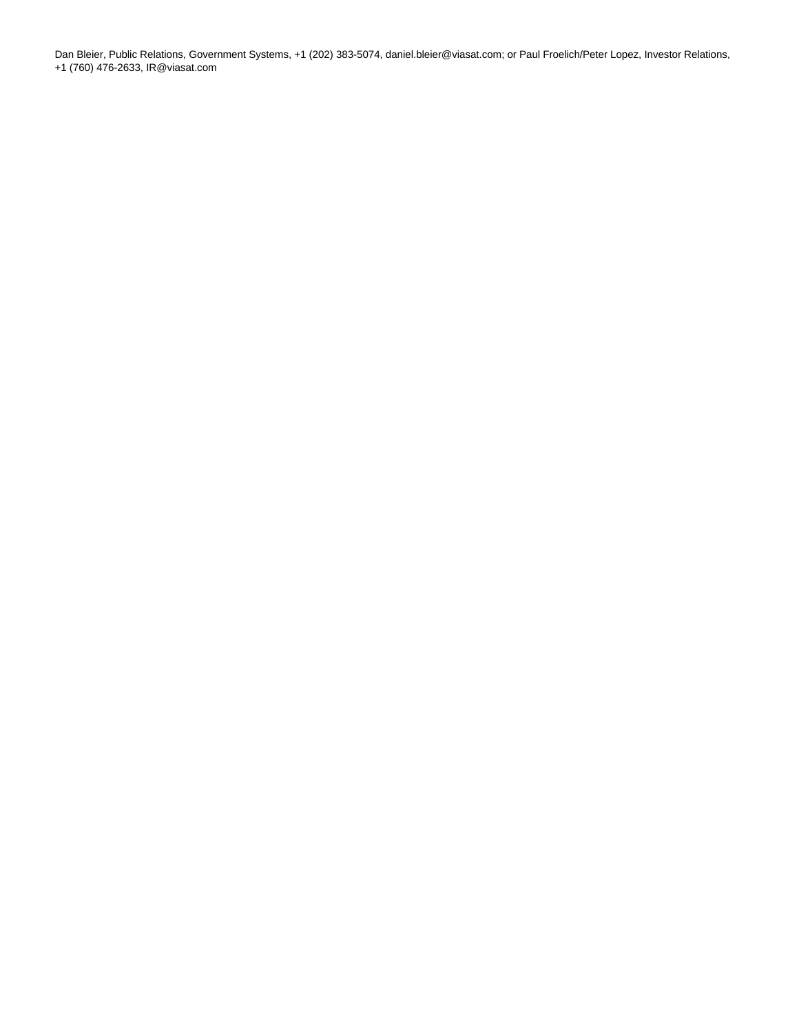Dan Bleier, Public Relations, Government Systems, +1 (202) 383-5074, daniel.bleier@viasat.com; or Paul Froelich/Peter Lopez, Investor Relations, +1 (760) 476-2633, IR@viasat.com